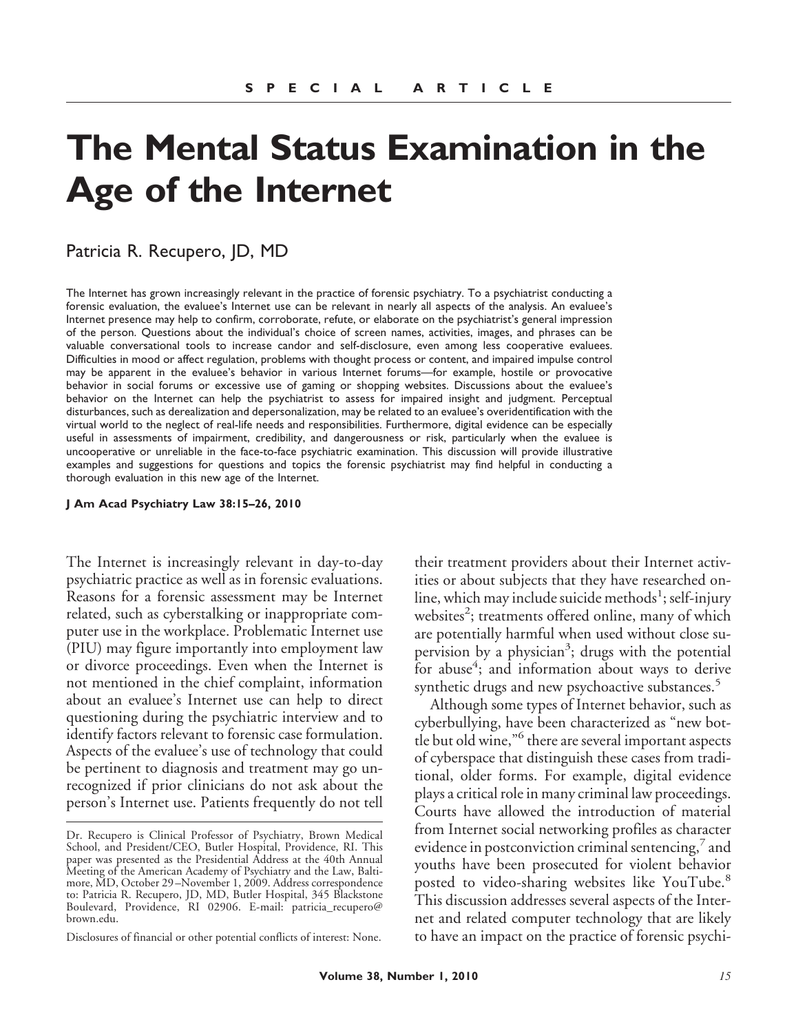SPECIAL ARTICLE

# The Mental Status Examination in the Age of the Internet

Patricia R. Recupero, JD, MD

The Internet has grown increasingly relevant in the practice of forensic psychiatry. To a psychiatrist conducting a forensic evaluation, the evaluee's Internet use can be relevant in nearly all aspects of the analysis. An evaluee's Internet presence may help to confirm, corroborate, refute, or elaborate on the psychiatrist's general impression of the person. Questions about the individual's choice of screen names, activities, images, and phrases can be valuable conversational tools to increase candor and self-disclosure, even among less cooperative evaluees. Difficulties in mood or affect regulation, problems with thought process or content, and impaired impulse control may be apparent in the evaluee's behavior in various Internet forums—for example, hostile or provocative behavior in social forums or excessive use of gaming or shopping websites. Discussions about the evaluee's behavior on the Internet can help the psychiatrist to assess for impaired insight and judgment. Perceptual disturbances, such as derealization and depersonalization, may be related to an evaluee's overidentification with the virtual world to the neglect of real-life needs and responsibilities. Furthermore, digital evidence can be especially useful in assessments of impairment, credibility, and dangerousness or risk, particularly when the evaluee is uncooperative or unreliable in the face-to-face psychiatric examination. This discussion will provide illustrative examples and suggestions for questions and topics the forensic psychiatrist may find helpful in conducting a thorough evaluation in this new age of the Internet.

**J Am Acad Psychiatry Law 38:15–26, 2010**

The Internet is increasingly relevant in day-to-day psychiatric practice as well as in forensic evaluations. Reasons for a forensic assessment may be Internet related, such as cyberstalking or inappropriate computer use in the workplace. Problematic Internet use (PIU) may figure importantly into employment law or divorce proceedings. Even when the Internet is not mentioned in the chief complaint, information about an evaluee's Internet use can help to direct questioning during the psychiatric interview and to identify factors relevant to forensic case formulation. Aspects of the evaluee's use of technology that could be pertinent to diagnosis and treatment may go unrecognized if prior clinicians do not ask about the person's Internet use. Patients frequently do not tell their treatment providers about their Internet activities or about subjects that they have researched online, which may include suicide methods[1]; self-injury websites[2]; treatments offered online, many of which are potentially harmful when used without close supervision by a physician[3]; drugs with the potential for abuse[4]; and information about ways to derive synthetic drugs and new psychoactive substances.[5]

Although some types of Internet behavior, such as cyberbullying, have been characterized as "new bottle but old wine,"[6] there are several important aspects of cyberspace that distinguish these cases from traditional, older forms. For example, digital evidence plays a critical role in many criminal law proceedings. Courts have allowed the introduction of material from Internet social networking profiles as character evidence in postconviction criminal sentencing,[7] and youths have been prosecuted for violent behavior posted to video-sharing websites like YouTube.[8] This discussion addresses several aspects of the Internet and related computer technology that are likely to have an impact on the practice of forensic psychi-

---

Dr. Recupero is Clinical Professor of Psychiatry, Brown Medical School, and President/CEO, Butler Hospital, Providence, RI. This paper was presented as the Presidential Address at the 40th Annual Meeting of the American Academy of Psychiatry and the Law, Baltimore, MD, October 29–November 1, 2009. Address correspondence to: Patricia R. Recupero, JD, MD, Butler Hospital, 345 Blackstone Boulevard, Providence, RI 02906. E-mail: patricia_recupero@brown.edu.

Disclosures of financial or other potential conflicts of interest: None.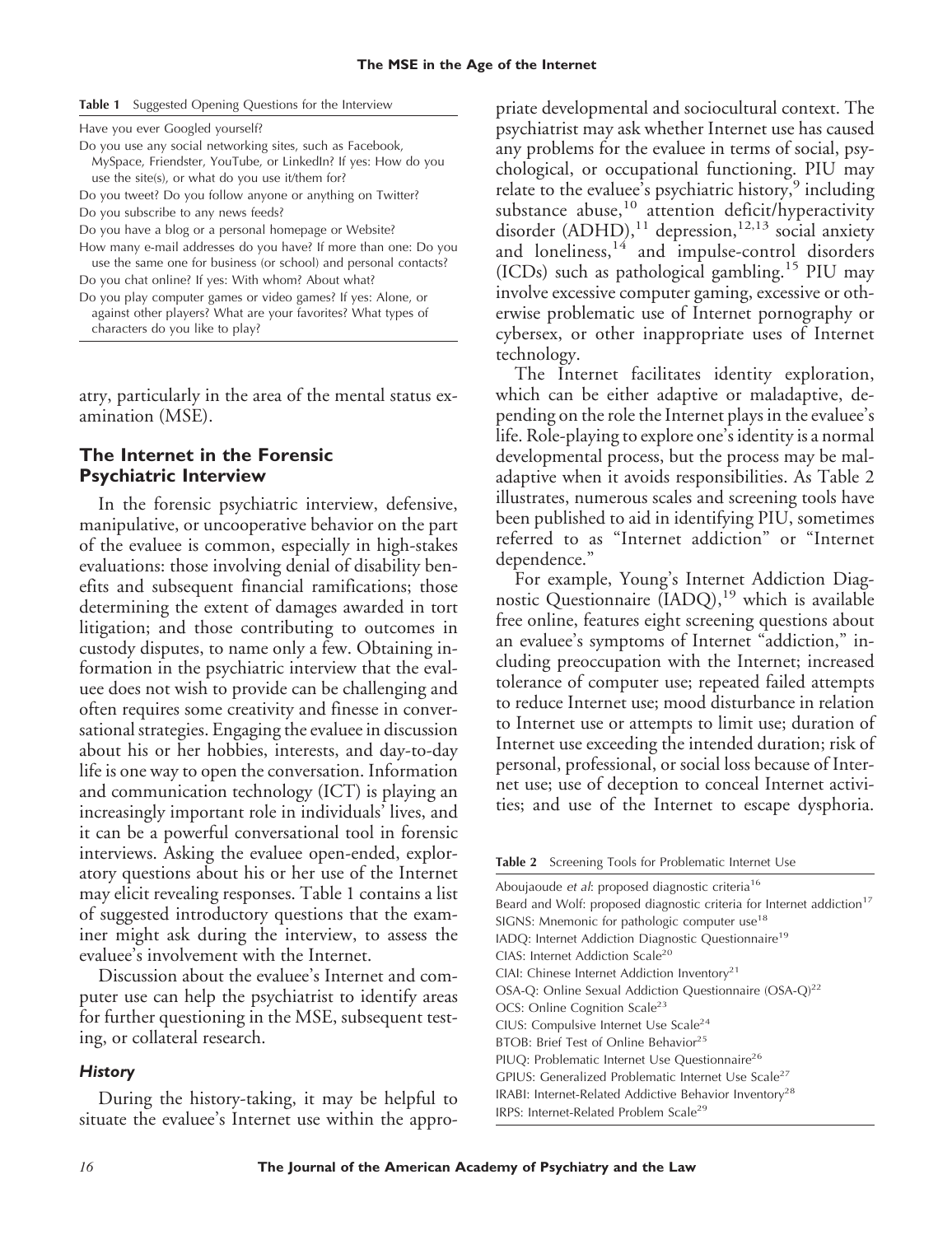**Table 1** Suggested Opening Questions for the Interview

| |
|---|
| Have you ever Googled yourself? |
| Do you use any social networking sites, such as Facebook, MySpace, Friendster, YouTube, or LinkedIn? If yes: How do you use the site(s), or what do you use it/them for? |
| Do you tweet? Do you follow anyone or anything on Twitter? |
| Do you subscribe to any news feeds? |
| Do you have a blog or a personal homepage or Website? |
| How many e-mail addresses do you have? If more than one: Do you use the same one for business (or school) and personal contacts? |
| Do you chat online? If yes: With whom? About what? |
| Do you play computer games or video games? If yes: Alone, or against other players? What are your favorites? What types of characters do you like to play? |

atry, particularly in the area of the mental status examination (MSE).

## The Internet in the Forensic Psychiatric Interview

In the forensic psychiatric interview, defensive, manipulative, or uncooperative behavior on the part of the evaluee is common, especially in high-stakes evaluations: those involving denial of disability benefits and subsequent financial ramifications; those determining the extent of damages awarded in tort litigation; and those contributing to outcomes in custody disputes, to name only a few. Obtaining information in the psychiatric interview that the evaluee does not wish to provide can be challenging and often requires some creativity and finesse in conversational strategies. Engaging the evaluee in discussion about his or her hobbies, interests, and day-to-day life is one way to open the conversation. Information and communication technology (ICT) is playing an increasingly important role in individuals' lives, and it can be a powerful conversational tool in forensic interviews. Asking the evaluee open-ended, exploratory questions about his or her use of the Internet may elicit revealing responses. Table 1 contains a list of suggested introductory questions that the examiner might ask during the interview, to assess the evaluee's involvement with the Internet.

Discussion about the evaluee's Internet and computer use can help the psychiatrist to identify areas for further questioning in the MSE, subsequent testing, or collateral research.

### *History*

During the history-taking, it may be helpful to situate the evaluee's Internet use within the appropriate developmental and sociocultural context. The psychiatrist may ask whether Internet use has caused any problems for the evaluee in terms of social, psychological, or occupational functioning. PIU may relate to the evaluee's psychiatric history,[9] including substance abuse,[10] attention deficit/hyperactivity disorder (ADHD),[11] depression,[12,13] social anxiety and loneliness,[14] and impulse-control disorders (ICDs) such as pathological gambling.[15] PIU may involve excessive computer gaming, excessive or otherwise problematic use of Internet pornography or cybersex, or other inappropriate uses of Internet technology.

The Internet facilitates identity exploration, which can be either adaptive or maladaptive, depending on the role the Internet plays in the evaluee's life. Role-playing to explore one's identity is a normal developmental process, but the process may be maladaptive when it avoids responsibilities. As Table 2 illustrates, numerous scales and screening tools have been published to aid in identifying PIU, sometimes referred to as "Internet addiction" or "Internet dependence."

For example, Young's Internet Addiction Diagnostic Questionnaire (IADQ),[19] which is available free online, features eight screening questions about an evaluee's symptoms of Internet "addiction," including preoccupation with the Internet; increased tolerance of computer use; repeated failed attempts to reduce Internet use; mood disturbance in relation to Internet use or attempts to limit use; duration of Internet use exceeding the intended duration; risk of personal, professional, or social loss because of Internet use; use of deception to conceal Internet activities; and use of the Internet to escape dysphoria.

**Table 2** Screening Tools for Problematic Internet Use

| |
|---|
| Aboujaoude *et al*: proposed diagnostic criteria[16] |
| Beard and Wolf: proposed diagnostic criteria for Internet addiction[17] |
| SIGNS: Mnemonic for pathologic computer use[18] |
| IADQ: Internet Addiction Diagnostic Questionnaire[19] |
| CIAS: Internet Addiction Scale[20] |
| CIAI: Chinese Internet Addiction Inventory[21] |
| OSA-Q: Online Sexual Addiction Questionnaire (OSA-Q)[22] |
| OCS: Online Cognition Scale[23] |
| CIUS: Compulsive Internet Use Scale[24] |
| BTOB: Brief Test of Online Behavior[25] |
| PIUQ: Problematic Internet Use Questionnaire[26] |
| GPIUS: Generalized Problematic Internet Use Scale[27] |
| IRABI: Internet-Related Addictive Behavior Inventory[28] |
| IRPS: Internet-Related Problem Scale[29] |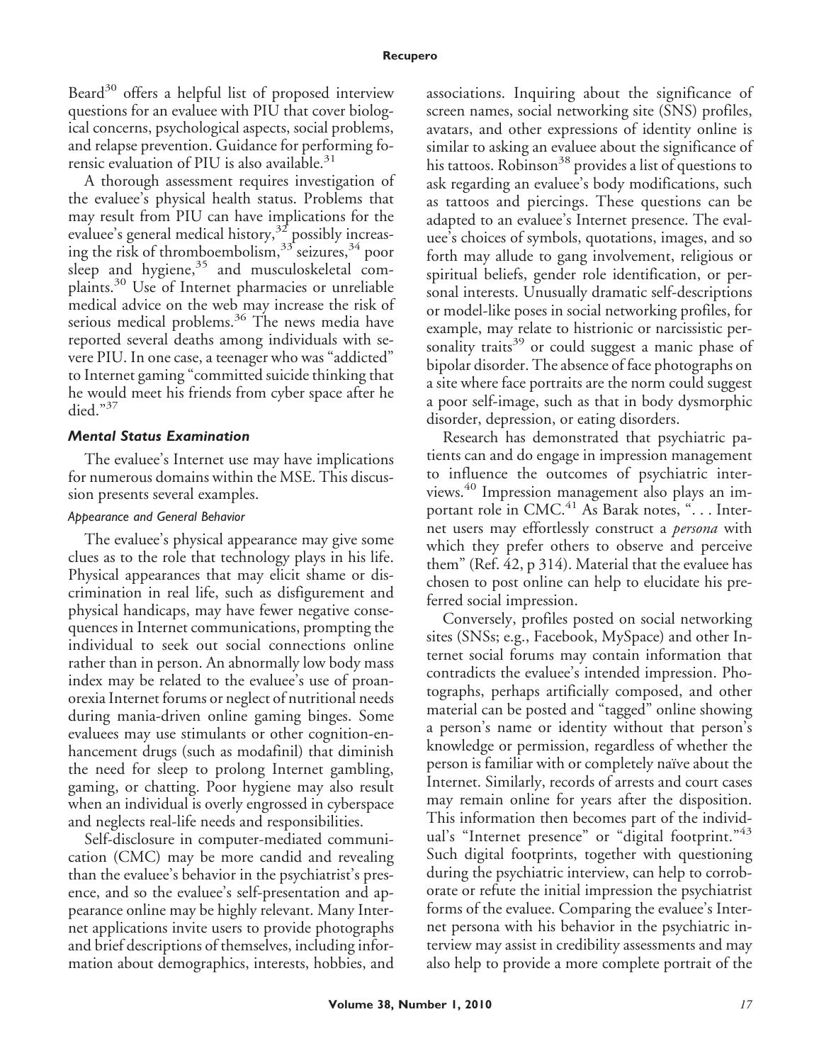Beard[30] offers a helpful list of proposed interview questions for an evaluee with PIU that cover biological concerns, psychological aspects, social problems, and relapse prevention. Guidance for performing forensic evaluation of PIU is also available.[31]

A thorough assessment requires investigation of the evaluee's physical health status. Problems that may result from PIU can have implications for the evaluee's general medical history,[32] possibly increasing the risk of thromboembolism,[33] seizures,[34] poor sleep and hygiene,[35] and musculoskeletal complaints.[30] Use of Internet pharmacies or unreliable medical advice on the web may increase the risk of serious medical problems.[36] The news media have reported several deaths among individuals with severe PIU. In one case, a teenager who was "addicted" to Internet gaming "committed suicide thinking that he would meet his friends from cyber space after he died."[37]

### *Mental Status Examination*

The evaluee's Internet use may have implications for numerous domains within the MSE. This discussion presents several examples.

#### *Appearance and General Behavior*

The evaluee's physical appearance may give some clues as to the role that technology plays in his life. Physical appearances that may elicit shame or discrimination in real life, such as disfigurement and physical handicaps, may have fewer negative consequences in Internet communications, prompting the individual to seek out social connections online rather than in person. An abnormally low body mass index may be related to the evaluee's use of proanorexia Internet forums or neglect of nutritional needs during mania-driven online gaming binges. Some evaluees may use stimulants or other cognition-enhancement drugs (such as modafinil) that diminish the need for sleep to prolong Internet gambling, gaming, or chatting. Poor hygiene may also result when an individual is overly engrossed in cyberspace and neglects real-life needs and responsibilities.

Self-disclosure in computer-mediated communication (CMC) may be more candid and revealing than the evaluee's behavior in the psychiatrist's presence, and so the evaluee's self-presentation and appearance online may be highly relevant. Many Internet applications invite users to provide photographs and brief descriptions of themselves, including information about demographics, interests, hobbies, and associations. Inquiring about the significance of screen names, social networking site (SNS) profiles, avatars, and other expressions of identity online is similar to asking an evaluee about the significance of his tattoos. Robinson[38] provides a list of questions to ask regarding an evaluee's body modifications, such as tattoos and piercings. These questions can be adapted to an evaluee's Internet presence. The evaluee's choices of symbols, quotations, images, and so forth may allude to gang involvement, religious or spiritual beliefs, gender role identification, or personal interests. Unusually dramatic self-descriptions or model-like poses in social networking profiles, for example, may relate to histrionic or narcissistic personality traits[39] or could suggest a manic phase of bipolar disorder. The absence of face photographs on a site where face portraits are the norm could suggest a poor self-image, such as that in body dysmorphic disorder, depression, or eating disorders.

Research has demonstrated that psychiatric patients can and do engage in impression management to influence the outcomes of psychiatric interviews.[40] Impression management also plays an important role in CMC.[41] As Barak notes, ". . . Internet users may effortlessly construct a *persona* with which they prefer others to observe and perceive them" (Ref. 42, p 314). Material that the evaluee has chosen to post online can help to elucidate his preferred social impression.

Conversely, profiles posted on social networking sites (SNSs; e.g., Facebook, MySpace) and other Internet social forums may contain information that contradicts the evaluee's intended impression. Photographs, perhaps artificially composed, and other material can be posted and "tagged" online showing a person's name or identity without that person's knowledge or permission, regardless of whether the person is familiar with or completely naïve about the Internet. Similarly, records of arrests and court cases may remain online for years after the disposition. This information then becomes part of the individual's "Internet presence" or "digital footprint."[43] Such digital footprints, together with questioning during the psychiatric interview, can help to corroborate or refute the initial impression the psychiatrist forms of the evaluee. Comparing the evaluee's Internet persona with his behavior in the psychiatric interview may assist in credibility assessments and may also help to provide a more complete portrait of the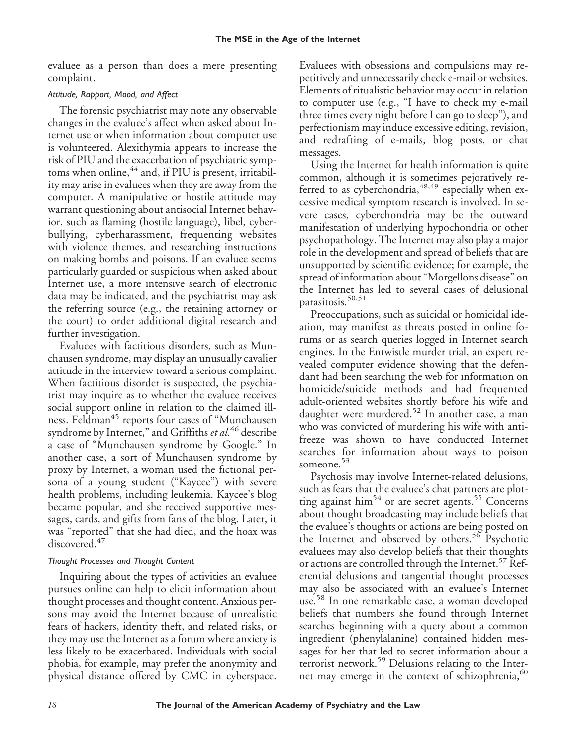evaluee as a person than does a mere presenting complaint.

### *Attitude, Rapport, Mood, and Affect*

The forensic psychiatrist may note any observable changes in the evaluee's affect when asked about Internet use or when information about computer use is volunteered. Alexithymia appears to increase the risk of PIU and the exacerbation of psychiatric symptoms when online,[44] and, if PIU is present, irritability may arise in evaluees when they are away from the computer. A manipulative or hostile attitude may warrant questioning about antisocial Internet behavior, such as flaming (hostile language), libel, cyberbullying, cyberharassment, frequenting websites with violence themes, and researching instructions on making bombs and poisons. If an evaluee seems particularly guarded or suspicious when asked about Internet use, a more intensive search of electronic data may be indicated, and the psychiatrist may ask the referring source (e.g., the retaining attorney or the court) to order additional digital research and further investigation.

Evaluees with factitious disorders, such as Munchausen syndrome, may display an unusually cavalier attitude in the interview toward a serious complaint. When factitious disorder is suspected, the psychiatrist may inquire as to whether the evaluee receives social support online in relation to the claimed illness. Feldman[45] reports four cases of "Munchausen syndrome by Internet," and Griffiths *et al.*[46] describe a case of "Munchausen syndrome by Google." In another case, a sort of Munchausen syndrome by proxy by Internet, a woman used the fictional persona of a young student ("Kaycee") with severe health problems, including leukemia. Kaycee's blog became popular, and she received supportive messages, cards, and gifts from fans of the blog. Later, it was "reported" that she had died, and the hoax was discovered.[47]

### *Thought Processes and Thought Content*

Inquiring about the types of activities an evaluee pursues online can help to elicit information about thought processes and thought content. Anxious persons may avoid the Internet because of unrealistic fears of hackers, identity theft, and related risks, or they may use the Internet as a forum where anxiety is less likely to be exacerbated. Individuals with social phobia, for example, may prefer the anonymity and physical distance offered by CMC in cyberspace. Evaluees with obsessions and compulsions may repetitively and unnecessarily check e-mail or websites. Elements of ritualistic behavior may occur in relation to computer use (e.g., "I have to check my e-mail three times every night before I can go to sleep"), and perfectionism may induce excessive editing, revision, and redrafting of e-mails, blog posts, or chat messages.

Using the Internet for health information is quite common, although it is sometimes pejoratively referred to as cyberchondria,[48,49] especially when excessive medical symptom research is involved. In severe cases, cyberchondria may be the outward manifestation of underlying hypochondria or other psychopathology. The Internet may also play a major role in the development and spread of beliefs that are unsupported by scientific evidence; for example, the spread of information about "Morgellons disease" on the Internet has led to several cases of delusional parasitosis.[50,51]

Preoccupations, such as suicidal or homicidal ideation, may manifest as threats posted in online forums or as search queries logged in Internet search engines. In the Entwistle murder trial, an expert revealed computer evidence showing that the defendant had been searching the web for information on homicide/suicide methods and had frequented adult-oriented websites shortly before his wife and daughter were murdered.[52] In another case, a man who was convicted of murdering his wife with antifreeze was shown to have conducted Internet searches for information about ways to poison someone.[53]

Psychosis may involve Internet-related delusions, such as fears that the evaluee's chat partners are plotting against him[54] or are secret agents.[55] Concerns about thought broadcasting may include beliefs that the evaluee's thoughts or actions are being posted on the Internet and observed by others.[56] Psychotic evaluees may also develop beliefs that their thoughts or actions are controlled through the Internet.[57] Referential delusions and tangential thought processes may also be associated with an evaluee's Internet use.[58] In one remarkable case, a woman developed beliefs that numbers she found through Internet searches beginning with a query about a common ingredient (phenylalanine) contained hidden messages for her that led to secret information about a terrorist network.[59] Delusions relating to the Internet may emerge in the context of schizophrenia,[60]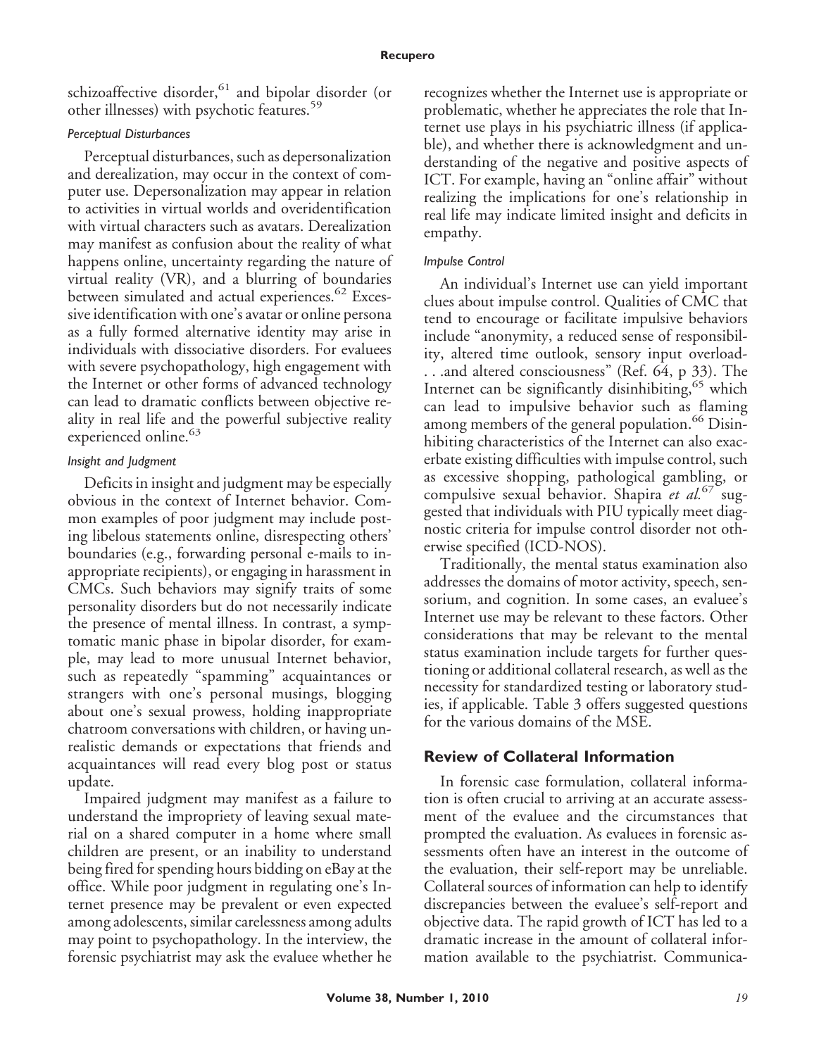schizoaffective disorder,[61] and bipolar disorder (or other illnesses) with psychotic features.[59]

#### Perceptual Disturbances

Perceptual disturbances, such as depersonalization and derealization, may occur in the context of computer use. Depersonalization may appear in relation to activities in virtual worlds and overidentification with virtual characters such as avatars. Derealization may manifest as confusion about the reality of what happens online, uncertainty regarding the nature of virtual reality (VR), and a blurring of boundaries between simulated and actual experiences.[62] Excessive identification with one's avatar or online persona as a fully formed alternative identity may arise in individuals with dissociative disorders. For evaluees with severe psychopathology, high engagement with the Internet or other forms of advanced technology can lead to dramatic conflicts between objective reality in real life and the powerful subjective reality experienced online.[63]

#### Insight and Judgment

Deficits in insight and judgment may be especially obvious in the context of Internet behavior. Common examples of poor judgment may include posting libelous statements online, disrespecting others' boundaries (e.g., forwarding personal e-mails to inappropriate recipients), or engaging in harassment in CMCs. Such behaviors may signify traits of some personality disorders but do not necessarily indicate the presence of mental illness. In contrast, a symptomatic manic phase in bipolar disorder, for example, may lead to more unusual Internet behavior, such as repeatedly "spamming" acquaintances or strangers with one's personal musings, blogging about one's sexual prowess, holding inappropriate chatroom conversations with children, or having unrealistic demands or expectations that friends and acquaintances will read every blog post or status update.

Impaired judgment may manifest as a failure to understand the impropriety of leaving sexual material on a shared computer in a home where small children are present, or an inability to understand being fired for spending hours bidding on eBay at the office. While poor judgment in regulating one's Internet presence may be prevalent or even expected among adolescents, similar carelessness among adults may point to psychopathology. In the interview, the forensic psychiatrist may ask the evaluee whether he recognizes whether the Internet use is appropriate or problematic, whether he appreciates the role that Internet use plays in his psychiatric illness (if applicable), and whether there is acknowledgment and understanding of the negative and positive aspects of ICT. For example, having an "online affair" without realizing the implications for one's relationship in real life may indicate limited insight and deficits in empathy.

#### Impulse Control

An individual's Internet use can yield important clues about impulse control. Qualities of CMC that tend to encourage or facilitate impulsive behaviors include "anonymity, a reduced sense of responsibility, altered time outlook, sensory input overload- . . .and altered consciousness" (Ref. 64, p 33). The Internet can be significantly disinhibiting,[65] which can lead to impulsive behavior such as flaming among members of the general population.[66] Disinhibiting characteristics of the Internet can also exacerbate existing difficulties with impulse control, such as excessive shopping, pathological gambling, or compulsive sexual behavior. Shapira *et al.*[67] suggested that individuals with PIU typically meet diagnostic criteria for impulse control disorder not otherwise specified (ICD-NOS).

Traditionally, the mental status examination also addresses the domains of motor activity, speech, sensorium, and cognition. In some cases, an evaluee's Internet use may be relevant to these factors. Other considerations that may be relevant to the mental status examination include targets for further questioning or additional collateral research, as well as the necessity for standardized testing or laboratory studies, if applicable. Table 3 offers suggested questions for the various domains of the MSE.

## Review of Collateral Information

In forensic case formulation, collateral information is often crucial to arriving at an accurate assessment of the evaluee and the circumstances that prompted the evaluation. As evaluees in forensic assessments often have an interest in the outcome of the evaluation, their self-report may be unreliable. Collateral sources of information can help to identify discrepancies between the evaluee's self-report and objective data. The rapid growth of ICT has led to a dramatic increase in the amount of collateral information available to the psychiatrist. Communica-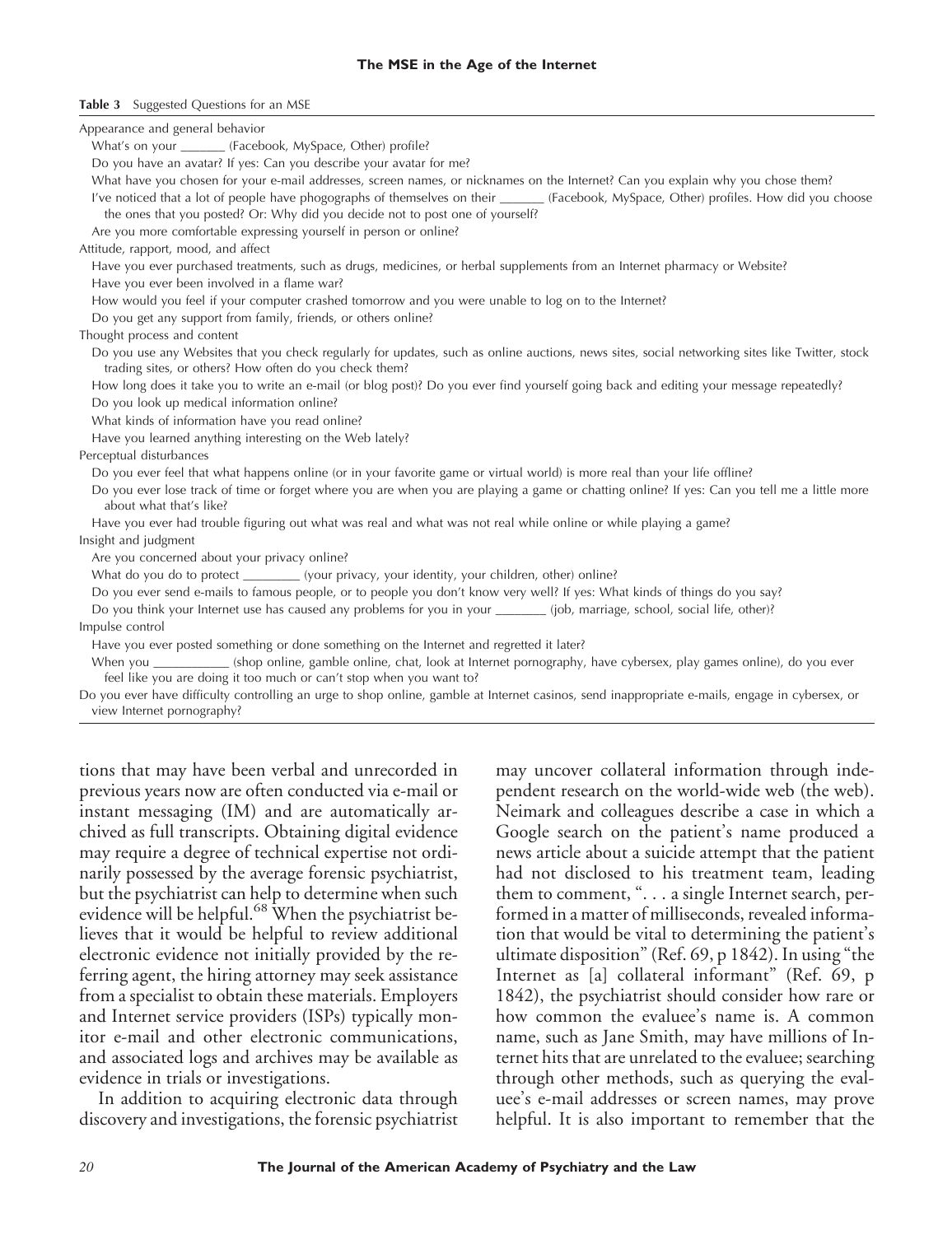**Table 3** Suggested Questions for an MSE

| |
|---|
| Appearance and general behavior |
| What's on your _______ (Facebook, MySpace, Other) profile? |
| Do you have an avatar? If yes: Can you describe your avatar for me? |
| What have you chosen for your e-mail addresses, screen names, or nicknames on the Internet? Can you explain why you chose them? |
| I've noticed that a lot of people have phogographs of themselves on their _______ (Facebook, MySpace, Other) profiles. How did you choose the ones that you posted? Or: Why did you decide not to post one of yourself? |
| Are you more comfortable expressing yourself in person or online? |
| Attitude, rapport, mood, and affect |
| Have you ever purchased treatments, such as drugs, medicines, or herbal supplements from an Internet pharmacy or Website? |
| Have you ever been involved in a flame war? |
| How would you feel if your computer crashed tomorrow and you were unable to log on to the Internet? |
| Do you get any support from family, friends, or others online? |
| Thought process and content |
| Do you use any Websites that you check regularly for updates, such as online auctions, news sites, social networking sites like Twitter, stock trading sites, or others? How often do you check them? |
| How long does it take you to write an e-mail (or blog post)? Do you ever find yourself going back and editing your message repeatedly? |
| Do you look up medical information online? |
| What kinds of information have you read online? |
| Have you learned anything interesting on the Web lately? |
| Perceptual disturbances |
| Do you ever feel that what happens online (or in your favorite game or virtual world) is more real than your life offline? |
| Do you ever lose track of time or forget where you are when you are playing a game or chatting online? If yes: Can you tell me a little more about what that's like? |
| Have you ever had trouble figuring out what was real and what was not real while online or while playing a game? |
| Insight and judgment |
| Are you concerned about your privacy online? |
| What do you do to protect _________ (your privacy, your identity, your children, other) online? |
| Do you ever send e-mails to famous people, or to people you don't know very well? If yes: What kinds of things do you say? |
| Do you think your Internet use has caused any problems for you in your ________ (job, marriage, school, social life, other)? |
| Impulse control |
| Have you ever posted something or done something on the Internet and regretted it later? |
| When you ___________ (shop online, gamble online, chat, look at Internet pornography, have cybersex, play games online), do you ever feel like you are doing it too much or can't stop when you want to? |
| Do you ever have difficulty controlling an urge to shop online, gamble at Internet casinos, send inappropriate e-mails, engage in cybersex, or view Internet pornography? |

tions that may have been verbal and unrecorded in previous years now are often conducted via e-mail or instant messaging (IM) and are automatically archived as full transcripts. Obtaining digital evidence may require a degree of technical expertise not ordinarily possessed by the average forensic psychiatrist, but the psychiatrist can help to determine when such evidence will be helpful.[68] When the psychiatrist believes that it would be helpful to review additional electronic evidence not initially provided by the referring agent, the hiring attorney may seek assistance from a specialist to obtain these materials. Employers and Internet service providers (ISPs) typically monitor e-mail and other electronic communications, and associated logs and archives may be available as evidence in trials or investigations.

In addition to acquiring electronic data through discovery and investigations, the forensic psychiatrist may uncover collateral information through independent research on the world-wide web (the web). Neimark and colleagues describe a case in which a Google search on the patient's name produced a news article about a suicide attempt that the patient had not disclosed to his treatment team, leading them to comment, ". . . a single Internet search, performed in a matter of milliseconds, revealed information that would be vital to determining the patient's ultimate disposition" (Ref. 69, p 1842). In using "the Internet as [a] collateral informant" (Ref. 69, p 1842), the psychiatrist should consider how rare or how common the evaluee's name is. A common name, such as Jane Smith, may have millions of Internet hits that are unrelated to the evaluee; searching through other methods, such as querying the evaluee's e-mail addresses or screen names, may prove helpful. It is also important to remember that the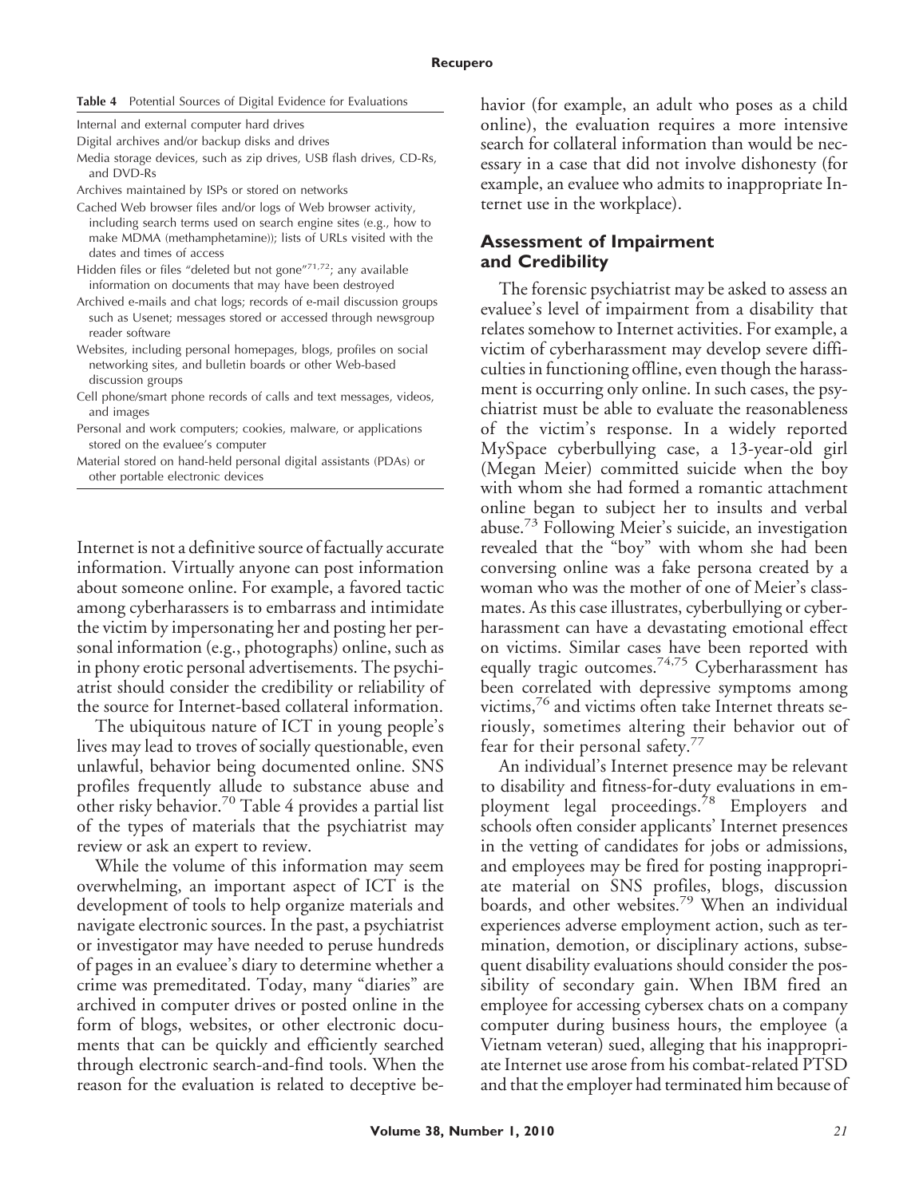**Table 4** Potential Sources of Digital Evidence for Evaluations

| Potential Sources of Digital Evidence for Evaluations |
|---|
| Internal and external computer hard drives |
| Digital archives and/or backup disks and drives |
| Media storage devices, such as zip drives, USB flash drives, CD-Rs, and DVD-Rs |
| Archives maintained by ISPs or stored on networks |
| Cached Web browser files and/or logs of Web browser activity, including search terms used on search engine sites (e.g., how to make MDMA (methamphetamine)); lists of URLs visited with the dates and times of access |
| Hidden files or files "deleted but not gone"[71,72]; any available information on documents that may have been destroyed |
| Archived e-mails and chat logs; records of e-mail discussion groups such as Usenet; messages stored or accessed through newsgroup reader software |
| Websites, including personal homepages, blogs, profiles on social networking sites, and bulletin boards or other Web-based discussion groups |
| Cell phone/smart phone records of calls and text messages, videos, and images |
| Personal and work computers; cookies, malware, or applications stored on the evaluee's computer |
| Material stored on hand-held personal digital assistants (PDAs) or other portable electronic devices |

Internet is not a definitive source of factually accurate information. Virtually anyone can post information about someone online. For example, a favored tactic among cyberharassers is to embarrass and intimidate the victim by impersonating her and posting her personal information (e.g., photographs) online, such as in phony erotic personal advertisements. The psychiatrist should consider the credibility or reliability of the source for Internet-based collateral information.

The ubiquitous nature of ICT in young people's lives may lead to troves of socially questionable, even unlawful, behavior being documented online. SNS profiles frequently allude to substance abuse and other risky behavior.[70] Table 4 provides a partial list of the types of materials that the psychiatrist may review or ask an expert to review.

While the volume of this information may seem overwhelming, an important aspect of ICT is the development of tools to help organize materials and navigate electronic sources. In the past, a psychiatrist or investigator may have needed to peruse hundreds of pages in an evaluee's diary to determine whether a crime was premeditated. Today, many "diaries" are archived in computer drives or posted online in the form of blogs, websites, or other electronic documents that can be quickly and efficiently searched through electronic search-and-find tools. When the reason for the evaluation is related to deceptive behavior (for example, an adult who poses as a child online), the evaluation requires a more intensive search for collateral information than would be necessary in a case that did not involve dishonesty (for example, an evaluee who admits to inappropriate Internet use in the workplace).

## Assessment of Impairment and Credibility

The forensic psychiatrist may be asked to assess an evaluee's level of impairment from a disability that relates somehow to Internet activities. For example, a victim of cyberharassment may develop severe difficulties in functioning offline, even though the harassment is occurring only online. In such cases, the psychiatrist must be able to evaluate the reasonableness of the victim's response. In a widely reported MySpace cyberbullying case, a 13-year-old girl (Megan Meier) committed suicide when the boy with whom she had formed a romantic attachment online began to subject her to insults and verbal abuse.[73] Following Meier's suicide, an investigation revealed that the "boy" with whom she had been conversing online was a fake persona created by a woman who was the mother of one of Meier's classmates. As this case illustrates, cyberbullying or cyberharassment can have a devastating emotional effect on victims. Similar cases have been reported with equally tragic outcomes.[74,75] Cyberharassment has been correlated with depressive symptoms among victims,[76] and victims often take Internet threats seriously, sometimes altering their behavior out of fear for their personal safety.[77]

An individual's Internet presence may be relevant to disability and fitness-for-duty evaluations in employment legal proceedings.[78] Employers and schools often consider applicants' Internet presences in the vetting of candidates for jobs or admissions, and employees may be fired for posting inappropriate material on SNS profiles, blogs, discussion boards, and other websites.[79] When an individual experiences adverse employment action, such as termination, demotion, or disciplinary actions, subsequent disability evaluations should consider the possibility of secondary gain. When IBM fired an employee for accessing cybersex chats on a company computer during business hours, the employee (a Vietnam veteran) sued, alleging that his inappropriate Internet use arose from his combat-related PTSD and that the employer had terminated him because of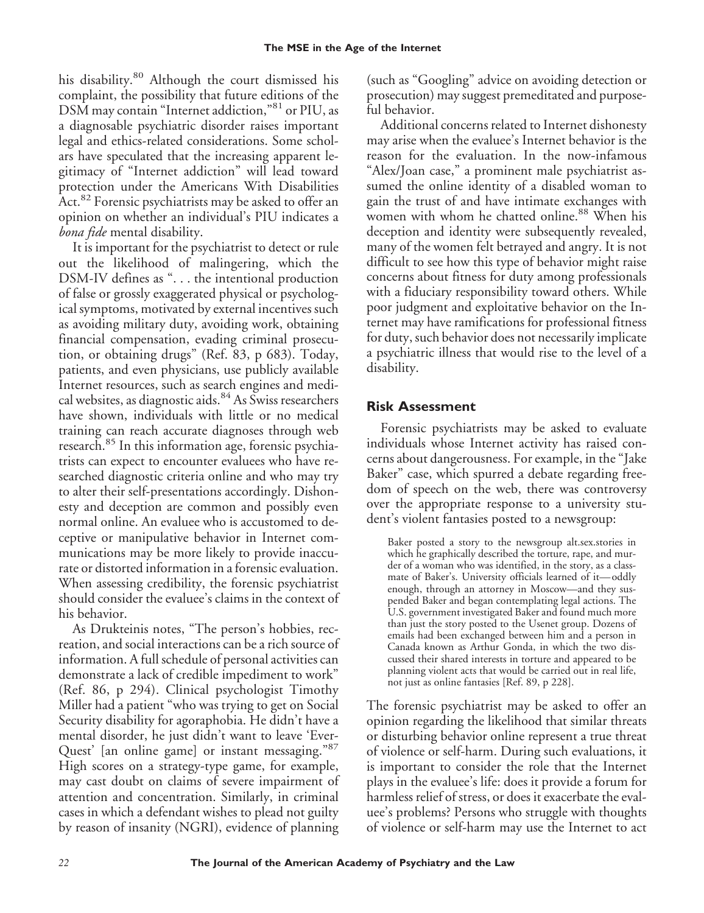his disability.[80] Although the court dismissed his complaint, the possibility that future editions of the DSM may contain "Internet addiction,"[81] or PIU, as a diagnosable psychiatric disorder raises important legal and ethics-related considerations. Some scholars have speculated that the increasing apparent legitimacy of "Internet addiction" will lead toward protection under the Americans With Disabilities Act.[82] Forensic psychiatrists may be asked to offer an opinion on whether an individual's PIU indicates a *bona fide* mental disability.

It is important for the psychiatrist to detect or rule out the likelihood of malingering, which the DSM-IV defines as ". . . the intentional production of false or grossly exaggerated physical or psychological symptoms, motivated by external incentives such as avoiding military duty, avoiding work, obtaining financial compensation, evading criminal prosecution, or obtaining drugs" (Ref. 83, p 683). Today, patients, and even physicians, use publicly available Internet resources, such as search engines and medical websites, as diagnostic aids.[84] As Swiss researchers have shown, individuals with little or no medical training can reach accurate diagnoses through web research.[85] In this information age, forensic psychiatrists can expect to encounter evaluees who have researched diagnostic criteria online and who may try to alter their self-presentations accordingly. Dishonesty and deception are common and possibly even normal online. An evaluee who is accustomed to deceptive or manipulative behavior in Internet communications may be more likely to provide inaccurate or distorted information in a forensic evaluation. When assessing credibility, the forensic psychiatrist should consider the evaluee's claims in the context of his behavior.

As Drukteinis notes, "The person's hobbies, recreation, and social interactions can be a rich source of information. A full schedule of personal activities can demonstrate a lack of credible impediment to work" (Ref. 86, p 294). Clinical psychologist Timothy Miller had a patient "who was trying to get on Social Security disability for agoraphobia. He didn't have a mental disorder, he just didn't want to leave 'EverQuest' [an online game] or instant messaging."[87] High scores on a strategy-type game, for example, may cast doubt on claims of severe impairment of attention and concentration. Similarly, in criminal cases in which a defendant wishes to plead not guilty by reason of insanity (NGRI), evidence of planning (such as "Googling" advice on avoiding detection or prosecution) may suggest premeditated and purposeful behavior.

Additional concerns related to Internet dishonesty may arise when the evaluee's Internet behavior is the reason for the evaluation. In the now-infamous "Alex/Joan case," a prominent male psychiatrist assumed the online identity of a disabled woman to gain the trust of and have intimate exchanges with women with whom he chatted online.[88] When his deception and identity were subsequently revealed, many of the women felt betrayed and angry. It is not difficult to see how this type of behavior might raise concerns about fitness for duty among professionals with a fiduciary responsibility toward others. While poor judgment and exploitative behavior on the Internet may have ramifications for professional fitness for duty, such behavior does not necessarily implicate a psychiatric illness that would rise to the level of a disability.

## Risk Assessment

Forensic psychiatrists may be asked to evaluate individuals whose Internet activity has raised concerns about dangerousness. For example, in the "Jake Baker" case, which spurred a debate regarding freedom of speech on the web, there was controversy over the appropriate response to a university student's violent fantasies posted to a newsgroup:

> Baker posted a story to the newsgroup alt.sex.stories in which he graphically described the torture, rape, and murder of a woman who was identified, in the story, as a classmate of Baker's. University officials learned of it—oddly enough, through an attorney in Moscow—and they suspended Baker and began contemplating legal actions. The U.S. government investigated Baker and found much more than just the story posted to the Usenet group. Dozens of emails had been exchanged between him and a person in Canada known as Arthur Gonda, in which the two discussed their shared interests in torture and appeared to be planning violent acts that would be carried out in real life, not just as online fantasies [Ref. 89, p 228].

The forensic psychiatrist may be asked to offer an opinion regarding the likelihood that similar threats or disturbing behavior online represent a true threat of violence or self-harm. During such evaluations, it is important to consider the role that the Internet plays in the evaluee's life: does it provide a forum for harmless relief of stress, or does it exacerbate the evaluee's problems? Persons who struggle with thoughts of violence or self-harm may use the Internet to act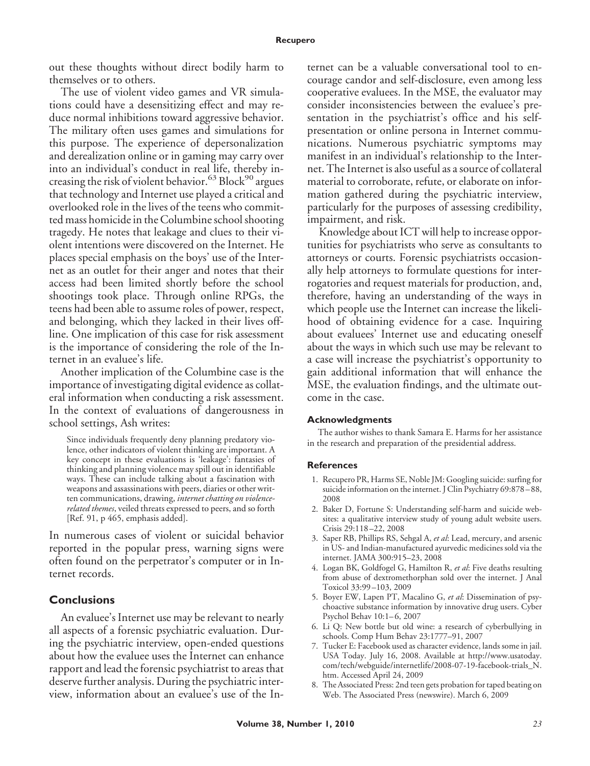out these thoughts without direct bodily harm to themselves or to others.

The use of violent video games and VR simulations could have a desensitizing effect and may reduce normal inhibitions toward aggressive behavior. The military often uses games and simulations for this purpose. The experience of depersonalization and derealization online or in gaming may carry over into an individual's conduct in real life, thereby increasing the risk of violent behavior.[63] Block[90] argues that technology and Internet use played a critical and overlooked role in the lives of the teens who committed mass homicide in the Columbine school shooting tragedy. He notes that leakage and clues to their violent intentions were discovered on the Internet. He places special emphasis on the boys' use of the Internet as an outlet for their anger and notes that their access had been limited shortly before the school shootings took place. Through online RPGs, the teens had been able to assume roles of power, respect, and belonging, which they lacked in their lives offline. One implication of this case for risk assessment is the importance of considering the role of the Internet in an evaluee's life.

Another implication of the Columbine case is the importance of investigating digital evidence as collateral information when conducting a risk assessment. In the context of evaluations of dangerousness in school settings, Ash writes:

> Since individuals frequently deny planning predatory violence, other indicators of violent thinking are important. A key concept in these evaluations is 'leakage': fantasies of thinking and planning violence may spill out in identifiable ways. These can include talking about a fascination with weapons and assassinations with peers, diaries or other written communications, drawing, *internet chatting on violence-related themes*, veiled threats expressed to peers, and so forth [Ref. 91, p 465, emphasis added].

In numerous cases of violent or suicidal behavior reported in the popular press, warning signs were often found on the perpetrator's computer or in Internet records.

## Conclusions

An evaluee's Internet use may be relevant to nearly all aspects of a forensic psychiatric evaluation. During the psychiatric interview, open-ended questions about how the evaluee uses the Internet can enhance rapport and lead the forensic psychiatrist to areas that deserve further analysis. During the psychiatric interview, information about an evaluee's use of the Internet can be a valuable conversational tool to encourage candor and self-disclosure, even among less cooperative evaluees. In the MSE, the evaluator may consider inconsistencies between the evaluee's presentation in the psychiatrist's office and his self-presentation or online persona in Internet communications. Numerous psychiatric symptoms may manifest in an individual's relationship to the Internet. The Internet is also useful as a source of collateral material to corroborate, refute, or elaborate on information gathered during the psychiatric interview, particularly for the purposes of assessing credibility, impairment, and risk.

Knowledge about ICT will help to increase opportunities for psychiatrists who serve as consultants to attorneys or courts. Forensic psychiatrists occasionally help attorneys to formulate questions for interrogatories and request materials for production, and, therefore, having an understanding of the ways in which people use the Internet can increase the likelihood of obtaining evidence for a case. Inquiring about evaluees' Internet use and educating oneself about the ways in which such use may be relevant to a case will increase the psychiatrist's opportunity to gain additional information that will enhance the MSE, the evaluation findings, and the ultimate outcome in the case.

### Acknowledgments

The author wishes to thank Samara E. Harms for her assistance in the research and preparation of the presidential address.

### References

1. Recupero PR, Harms SE, Noble JM: Googling suicide: surfing for suicide information on the internet. J Clin Psychiatry 69:878–88, 2008
2. Baker D, Fortune S: Understanding self-harm and suicide websites: a qualitative interview study of young adult website users. Crisis 29:118–22, 2008
3. Saper RB, Phillips RS, Sehgal A, *et al*: Lead, mercury, and arsenic in US- and Indian-manufactured ayurvedic medicines sold via the internet. JAMA 300:915–23, 2008
4. Logan BK, Goldfogel G, Hamilton R, *et al*: Five deaths resulting from abuse of dextromethorphan sold over the internet. J Anal Toxicol 33:99–103, 2009
5. Boyer EW, Lapen PT, Macalino G, *et al*: Dissemination of psychoactive substance information by innovative drug users. Cyber Psychol Behav 10:1–6, 2007
6. Li Q: New bottle but old wine: a research of cyberbullying in schools. Comp Hum Behav 23:1777–91, 2007
7. Tucker E: Facebook used as character evidence, lands some in jail. USA Today. July 16, 2008. Available at http://www.usatoday.com/tech/webguide/internetlife/2008-07-19-facebook-trials_N.htm. Accessed April 24, 2009
8. The Associated Press: 2nd teen gets probation for taped beating on Web. The Associated Press (newswire). March 6, 2009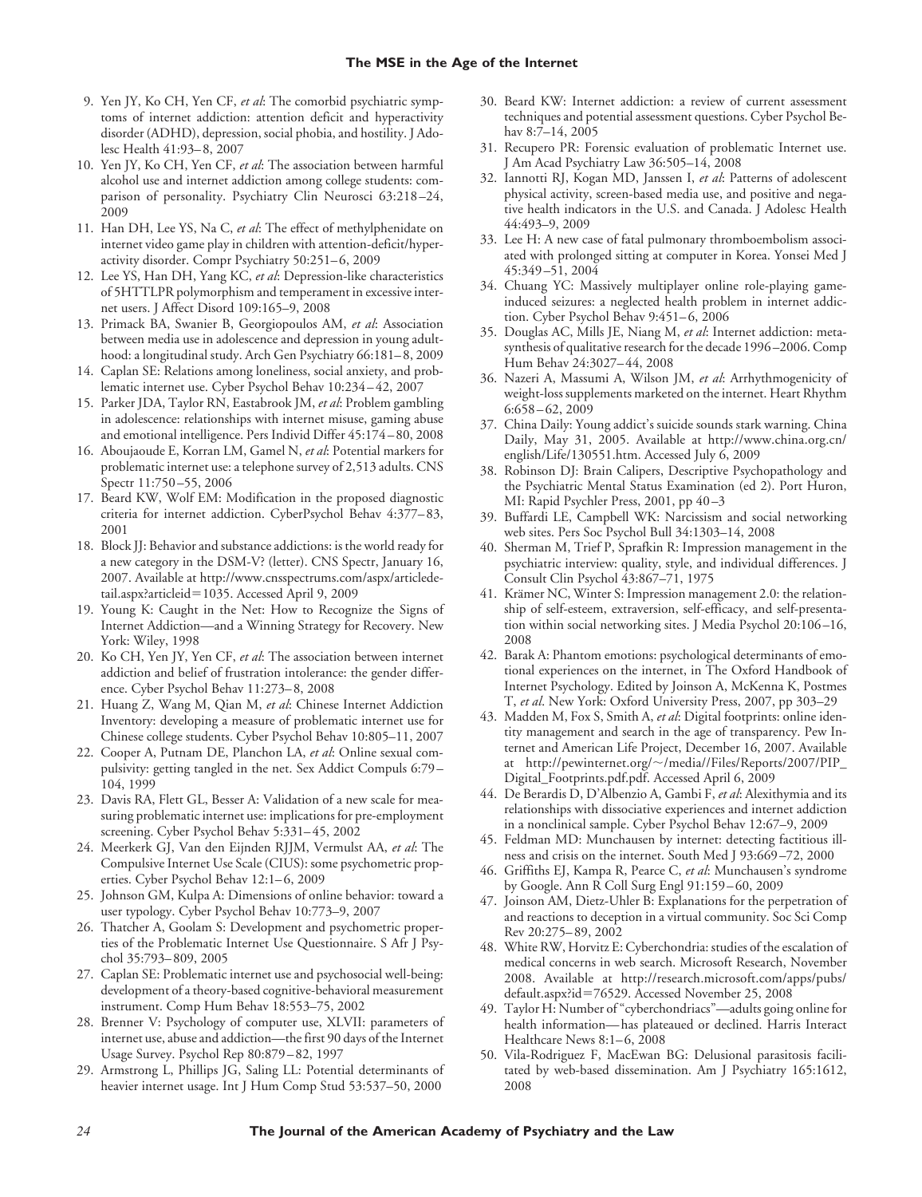9. Yen JY, Ko CH, Yen CF, *et al*: The comorbid psychiatric symptoms of internet addiction: attention deficit and hyperactivity disorder (ADHD), depression, social phobia, and hostility. J Adolesc Health 41:93–8, 2007
10. Yen JY, Ko CH, Yen CF, *et al*: The association between harmful alcohol use and internet addiction among college students: comparison of personality. Psychiatry Clin Neurosci 63:218–24, 2009
11. Han DH, Lee YS, Na C, *et al*: The effect of methylphenidate on internet video game play in children with attention-deficit/hyperactivity disorder. Compr Psychiatry 50:251–6, 2009
12. Lee YS, Han DH, Yang KC, *et al*: Depression-like characteristics of 5HTTLPR polymorphism and temperament in excessive internet users. J Affect Disord 109:165–9, 2008
13. Primack BA, Swanier B, Georgiopoulos AM, *et al*: Association between media use in adolescence and depression in young adulthood: a longitudinal study. Arch Gen Psychiatry 66:181–8, 2009
14. Caplan SE: Relations among loneliness, social anxiety, and problematic internet use. Cyber Psychol Behav 10:234–42, 2007
15. Parker JDA, Taylor RN, Eastabrook JM, *et al*: Problem gambling in adolescence: relationships with internet misuse, gaming abuse and emotional intelligence. Pers Individ Differ 45:174–80, 2008
16. Aboujaoude E, Korran LM, Gamel N, *et al*: Potential markers for problematic internet use: a telephone survey of 2,513 adults. CNS Spectr 11:750–55, 2006
17. Beard KW, Wolf EM: Modification in the proposed diagnostic criteria for internet addiction. CyberPsychol Behav 4:377–83, 2001
18. Block JJ: Behavior and substance addictions: is the world ready for a new category in the DSM-V? (letter). CNS Spectr, January 16, 2007. Available at http://www.cnsspectrums.com/aspx/articledetail.aspx?articleid=1035. Accessed April 9, 2009
19. Young K: Caught in the Net: How to Recognize the Signs of Internet Addiction—and a Winning Strategy for Recovery. New York: Wiley, 1998
20. Ko CH, Yen JY, Yen CF, *et al*: The association between internet addiction and belief of frustration intolerance: the gender difference. Cyber Psychol Behav 11:273–8, 2008
21. Huang Z, Wang M, Qian M, *et al*: Chinese Internet Addiction Inventory: developing a measure of problematic internet use for Chinese college students. Cyber Psychol Behav 10:805–11, 2007
22. Cooper A, Putnam DE, Planchon LA, *et al*: Online sexual compulsivity: getting tangled in the net. Sex Addict Compuls 6:79–104, 1999
23. Davis RA, Flett GL, Besser A: Validation of a new scale for measuring problematic internet use: implications for pre-employment screening. Cyber Psychol Behav 5:331–45, 2002
24. Meerkerk GJ, Van den Eijnden RJJM, Vermulst AA, *et al*: The Compulsive Internet Use Scale (CIUS): some psychometric properties. Cyber Psychol Behav 12:1–6, 2009
25. Johnson GM, Kulpa A: Dimensions of online behavior: toward a user typology. Cyber Psychol Behav 10:773–9, 2007
26. Thatcher A, Goolam S: Development and psychometric properties of the Problematic Internet Use Questionnaire. S Afr J Psychol 35:793–809, 2005
27. Caplan SE: Problematic internet use and psychosocial well-being: development of a theory-based cognitive-behavioral measurement instrument. Comp Hum Behav 18:553–75, 2002
28. Brenner V: Psychology of computer use, XLVII: parameters of internet use, abuse and addiction—the first 90 days of the Internet Usage Survey. Psychol Rep 80:879–82, 1997
29. Armstrong L, Phillips JG, Saling LL: Potential determinants of heavier internet usage. Int J Hum Comp Stud 53:537–50, 2000
30. Beard KW: Internet addiction: a review of current assessment techniques and potential assessment questions. Cyber Psychol Behav 8:7–14, 2005
31. Recupero PR: Forensic evaluation of problematic Internet use. J Am Acad Psychiatry Law 36:505–14, 2008
32. Iannotti RJ, Kogan MD, Janssen I, *et al*: Patterns of adolescent physical activity, screen-based media use, and positive and negative health indicators in the U.S. and Canada. J Adolesc Health 44:493–9, 2009
33. Lee H: A new case of fatal pulmonary thromboembolism associated with prolonged sitting at computer in Korea. Yonsei Med J 45:349–51, 2004
34. Chuang YC: Massively multiplayer online role-playing game-induced seizures: a neglected health problem in internet addiction. Cyber Psychol Behav 9:451–6, 2006
35. Douglas AC, Mills JE, Niang M, *et al*: Internet addiction: meta-synthesis of qualitative research for the decade 1996–2006. Comp Hum Behav 24:3027–44, 2008
36. Nazeri A, Massumi A, Wilson JM, *et al*: Arrhythmogenicity of weight-loss supplements marketed on the internet. Heart Rhythm 6:658–62, 2009
37. China Daily: Young addict's suicide sounds stark warning. China Daily, May 31, 2005. Available at http://www.china.org.cn/english/Life/130551.htm. Accessed July 6, 2009
38. Robinson DJ: Brain Calipers, Descriptive Psychopathology and the Psychiatric Mental Status Examination (ed 2). Port Huron, MI: Rapid Psychler Press, 2001, pp 40–3
39. Buffardi LE, Campbell WK: Narcissism and social networking web sites. Pers Soc Psychol Bull 34:1303–14, 2008
40. Sherman M, Trief P, Sprafkin R: Impression management in the psychiatric interview: quality, style, and individual differences. J Consult Clin Psychol 43:867–71, 1975
41. Krämer NC, Winter S: Impression management 2.0: the relationship of self-esteem, extraversion, self-efficacy, and self-presentation within social networking sites. J Media Psychol 20:106–16, 2008
42. Barak A: Phantom emotions: psychological determinants of emotional experiences on the internet, in The Oxford Handbook of Internet Psychology. Edited by Joinson A, McKenna K, Postmes T, *et al*. New York: Oxford University Press, 2007, pp 303–29
43. Madden M, Fox S, Smith A, *et al*: Digital footprints: online identity management and search in the age of transparency. Pew Internet and American Life Project, December 16, 2007. Available at http://pewinternet.org/~/media//Files/Reports/2007/PIP_Digital_Footprints.pdf.pdf. Accessed April 6, 2009
44. De Berardis D, D'Albenzio A, Gambi F, *et al*: Alexithymia and its relationships with dissociative experiences and internet addiction in a nonclinical sample. Cyber Psychol Behav 12:67–9, 2009
45. Feldman MD: Munchausen by internet: detecting factitious illness and crisis on the internet. South Med J 93:669–72, 2000
46. Griffiths EJ, Kampa R, Pearce C, *et al*: Munchausen's syndrome by Google. Ann R Coll Surg Engl 91:159–60, 2009
47. Joinson AM, Dietz-Uhler B: Explanations for the perpetration of and reactions to deception in a virtual community. Soc Sci Comp Rev 20:275–89, 2002
48. White RW, Horvitz E: Cyberchondria: studies of the escalation of medical concerns in web search. Microsoft Research, November 2008. Available at http://research.microsoft.com/apps/pubs/default.aspx?id=76529. Accessed November 25, 2008
49. Taylor H: Number of "cyberchondriacs"—adults going online for health information—has plateaued or declined. Harris Interact Healthcare News 8:1–6, 2008
50. Vila-Rodriguez F, MacEwan BG: Delusional parasitosis facilitated by web-based dissemination. Am J Psychiatry 165:1612, 2008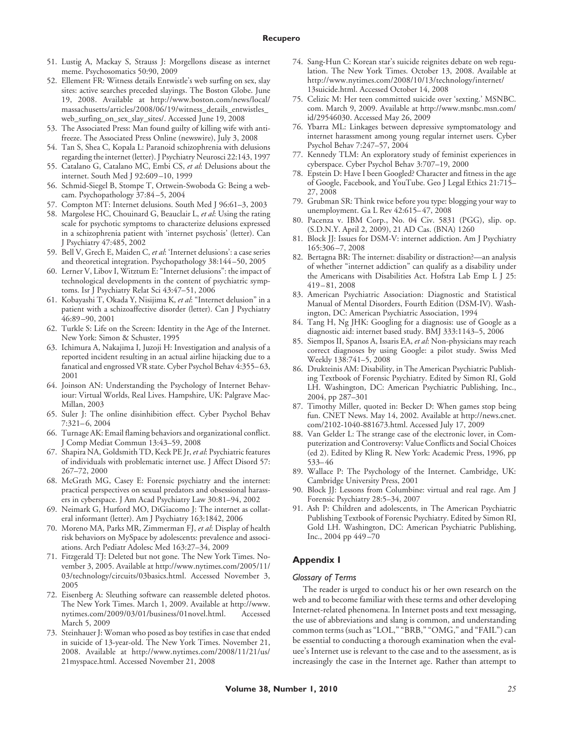51. Lustig A, Mackay S, Strauss J: Morgellons disease as internet meme. Psychosomatics 50:90, 2009
52. Ellement FR: Witness details Entwistle's web surfing on sex, slay sites: active searches preceded slayings. The Boston Globe. June 19, 2008. Available at http://www.boston.com/news/local/massachusetts/articles/2008/06/19/witness_details_entwistles_web_surfing_on_sex_slay_sites/. Accessed June 19, 2008
53. The Associated Press: Man found guilty of killing wife with antifreeze. The Associated Press Online (newswire), July 3, 2008
54. Tan S, Shea C, Kopala L: Paranoid schizophrenia with delusions regarding the internet (letter). J Psychiatry Neurosci 22:143, 1997
55. Catalano G, Catalano MC, Embi CS, *et al*: Delusions about the internet. South Med J 92:609–10, 1999
56. Schmid-Siegel B, Stompe T, Ortwein-Swoboda G: Being a webcam. Psychopathology 37:84–5, 2004
57. Compton MT: Internet delusions. South Med J 96:61–3, 2003
58. Margolese HC, Chouinard G, Beauclair L, *et al*: Using the rating scale for psychotic symptoms to characterize delusions expressed in a schizophrenia patient with 'internet psychosis' (letter). Can J Psychiatry 47:485, 2002
59. Bell V, Grech E, Maiden C, *et al*: 'Internet delusions': a case series and theoretical integration. Psychopathology 38:144–50, 2005
60. Lerner V, Libov I, Witztum E: "Internet delusions": the impact of technological developments in the content of psychiatric symptoms. Isr J Psychiatry Relat Sci 43:47–51, 2006
61. Kobayashi T, Okada Y, Nisijima K, *et al*: "Internet delusion" in a patient with a schizoaffective disorder (letter). Can J Psychiatry 46:89–90, 2001
62. Turkle S: Life on the Screen: Identity in the Age of the Internet. New York: Simon & Schuster, 1995
63. Ichimura A, Nakajima I, Juzoji H: Investigation and analysis of a reported incident resulting in an actual airline hijacking due to a fanatical and engrossed VR state. Cyber Psychol Behav 4:355–63, 2001
64. Joinson AN: Understanding the Psychology of Internet Behaviour: Virtual Worlds, Real Lives. Hampshire, UK: Palgrave MacMillan, 2003
65. Suler J: The online disinhibition effect. Cyber Psychol Behav 7:321–6, 2004
66. Turnage AK: Email flaming behaviors and organizational conflict. J Comp Mediat Commun 13:43–59, 2008
67. Shapira NA, Goldsmith TD, Keck PE Jr, *et al*: Psychiatric features of individuals with problematic internet use. J Affect Disord 57: 267–72, 2000
68. McGrath MG, Casey E: Forensic psychiatry and the internet: practical perspectives on sexual predators and obsessional harassers in cyberspace. J Am Acad Psychiatry Law 30:81–94, 2002
69. Neimark G, Hurford MO, DiGiacomo J: The internet as collateral informant (letter). Am J Psychiatry 163:1842, 2006
70. Moreno MA, Parks MR, Zimmerman FJ, *et al*: Display of health risk behaviors on MySpace by adolescents: prevalence and associations. Arch Pediatr Adolesc Med 163:27–34, 2009
71. Fitzgerald TJ: Deleted but not gone. The New York Times. November 3, 2005. Available at http://www.nytimes.com/2005/11/03/technology/circuits/03basics.html. Accessed November 3, 2005
72. Eisenberg A: Sleuthing software can reassemble deleted photos. The New York Times. March 1, 2009. Available at http://www.nytimes.com/2009/03/01/business/01novel.html. Accessed March 5, 2009
73. Steinhauer J: Woman who posed as boy testifies in case that ended in suicide of 13-year-old. The New York Times. November 21, 2008. Available at http://www.nytimes.com/2008/11/21/us/21myspace.html. Accessed November 21, 2008
74. Sang-Hun C: Korean star's suicide reignites debate on web regulation. The New York Times. October 13, 2008. Available at http://www.nytimes.com/2008/10/13/technology/internet/13suicide.html. Accessed October 14, 2008
75. Celizic M: Her teen committed suicide over 'sexting.' MSNBC.com. March 9, 2009. Available at http://www.msnbc.msn.com/id/29546030. Accessed May 26, 2009
76. Ybarra ML: Linkages between depressive symptomatology and internet harassment among young regular internet users. Cyber Psychol Behav 7:247–57, 2004
77. Kennedy TLM: An exploratory study of feminist experiences in cyberspace. Cyber Psychol Behav 3:707–19, 2000
78. Epstein D: Have I been Googled? Character and fitness in the age of Google, Facebook, and YouTube. Geo J Legal Ethics 21:715–27, 2008
79. Grubman SR: Think twice before you type: blogging your way to unemployment. Ga L Rev 42:615–47, 2008
80. Pacenza v. IBM Corp., No. 04 Civ. 5831 (PGG), slip. op. (S.D.N.Y. April 2, 2009), 21 AD Cas. (BNA) 1260
81. Block JJ: Issues for DSM-V: internet addiction. Am J Psychiatry 165:306–7, 2008
82. Bertagna BR: The internet: disability or distraction?—an analysis of whether "internet addiction" can qualify as a disability under the Americans with Disabilities Act. Hofstra Lab Emp L J 25: 419–81, 2008
83. American Psychiatric Association: Diagnostic and Statistical Manual of Mental Disorders, Fourth Edition (DSM-IV). Washington, DC: American Psychiatric Association, 1994
84. Tang H, Ng JHK: Googling for a diagnosis: use of Google as a diagnostic aid: internet based study. BMJ 333:1143–5, 2006
85. Siempos II, Spanos A, Issaris EA, *et al*: Non-physicians may reach correct diagnoses by using Google: a pilot study. Swiss Med Weekly 138:741–5, 2008
86. Drukteinis AM: Disability, in The American Psychiatric Publishing Textbook of Forensic Psychiatry. Edited by Simon RI, Gold LH. Washington, DC: American Psychiatric Publishing, Inc., 2004, pp 287–301
87. Timothy Miller, quoted in: Becker D: When games stop being fun. CNET News. May 14, 2002. Available at http://news.cnet.com/2102-1040-881673.html. Accessed July 17, 2009
88. Van Gelder L: The strange case of the electronic lover, in Computerization and Controversy: Value Conflicts and Social Choices (ed 2). Edited by Kling R. New York: Academic Press, 1996, pp 533–46
89. Wallace P: The Psychology of the Internet. Cambridge, UK: Cambridge University Press, 2001
90. Block JJ: Lessons from Columbine: virtual and real rage. Am J Forensic Psychiatry 28:5–34, 2007
91. Ash P: Children and adolescents, in The American Psychiatric Publishing Textbook of Forensic Psychiatry. Edited by Simon RI, Gold LH. Washington, DC: American Psychiatric Publishing, Inc., 2004 pp 449–70

## Appendix I

### *Glossary of Terms*

The reader is urged to conduct his or her own research on the web and to become familiar with these terms and other developing Internet-related phenomena. In Internet posts and text messaging, the use of abbreviations and slang is common, and understanding common terms (such as "LOL," "BRB," "OMG," and "FAIL") can be essential to conducting a thorough examination when the evaluee's Internet use is relevant to the case and to the assessment, as is increasingly the case in the Internet age. Rather than attempt to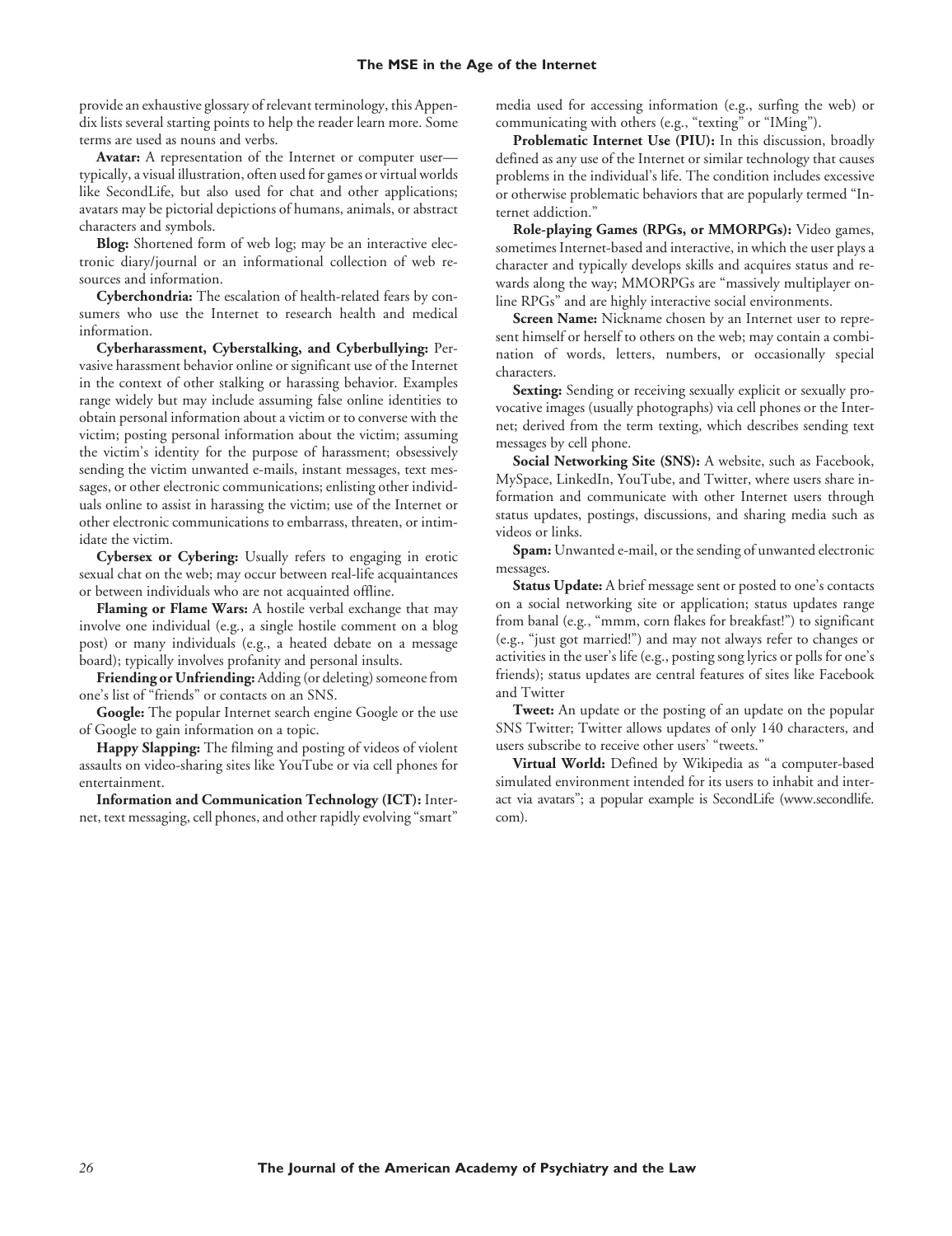provide an exhaustive glossary of relevant terminology, this Appendix lists several starting points to help the reader learn more. Some terms are used as nouns and verbs.

**Avatar:** A representation of the Internet or computer user—typically, a visual illustration, often used for games or virtual worlds like SecondLife, but also used for chat and other applications; avatars may be pictorial depictions of humans, animals, or abstract characters and symbols.

**Blog:** Shortened form of web log; may be an interactive electronic diary/journal or an informational collection of web resources and information.

**Cyberchondria:** The escalation of health-related fears by consumers who use the Internet to research health and medical information.

**Cyberharassment, Cyberstalking, and Cyberbullying:** Pervasive harassment behavior online or significant use of the Internet in the context of other stalking or harassing behavior. Examples range widely but may include assuming false online identities to obtain personal information about a victim or to converse with the victim; posting personal information about the victim; assuming the victim's identity for the purpose of harassment; obsessively sending the victim unwanted e-mails, instant messages, text messages, or other electronic communications; enlisting other individuals online to assist in harassing the victim; use of the Internet or other electronic communications to embarrass, threaten, or intimidate the victim.

**Cybersex or Cybering:** Usually refers to engaging in erotic sexual chat on the web; may occur between real-life acquaintances or between individuals who are not acquainted offline.

**Flaming or Flame Wars:** A hostile verbal exchange that may involve one individual (e.g., a single hostile comment on a blog post) or many individuals (e.g., a heated debate on a message board); typically involves profanity and personal insults.

**Friending or Unfriending:** Adding (or deleting) someone from one's list of "friends" or contacts on an SNS.

**Google:** The popular Internet search engine Google or the use of Google to gain information on a topic.

**Happy Slapping:** The filming and posting of videos of violent assaults on video-sharing sites like YouTube or via cell phones for entertainment.

**Information and Communication Technology (ICT):** Internet, text messaging, cell phones, and other rapidly evolving "smart" media used for accessing information (e.g., surfing the web) or communicating with others (e.g., "texting" or "IMing").

**Problematic Internet Use (PIU):** In this discussion, broadly defined as any use of the Internet or similar technology that causes problems in the individual's life. The condition includes excessive or otherwise problematic behaviors that are popularly termed "Internet addiction."

**Role-playing Games (RPGs, or MMORPGs):** Video games, sometimes Internet-based and interactive, in which the user plays a character and typically develops skills and acquires status and rewards along the way; MMORPGs are "massively multiplayer online RPGs" and are highly interactive social environments.

**Screen Name:** Nickname chosen by an Internet user to represent himself or herself to others on the web; may contain a combination of words, letters, numbers, or occasionally special characters.

**Sexting:** Sending or receiving sexually explicit or sexually provocative images (usually photographs) via cell phones or the Internet; derived from the term texting, which describes sending text messages by cell phone.

**Social Networking Site (SNS):** A website, such as Facebook, MySpace, LinkedIn, YouTube, and Twitter, where users share information and communicate with other Internet users through status updates, postings, discussions, and sharing media such as videos or links.

**Spam:** Unwanted e-mail, or the sending of unwanted electronic messages.

**Status Update:** A brief message sent or posted to one's contacts on a social networking site or application; status updates range from banal (e.g., "mmm, corn flakes for breakfast!") to significant (e.g., "just got married!") and may not always refer to changes or activities in the user's life (e.g., posting song lyrics or polls for one's friends); status updates are central features of sites like Facebook and Twitter

**Tweet:** An update or the posting of an update on the popular SNS Twitter; Twitter allows updates of only 140 characters, and users subscribe to receive other users' "tweets."

**Virtual World:** Defined by Wikipedia as "a computer-based simulated environment intended for its users to inhabit and interact via avatars"; a popular example is SecondLife (www.secondlife.com).